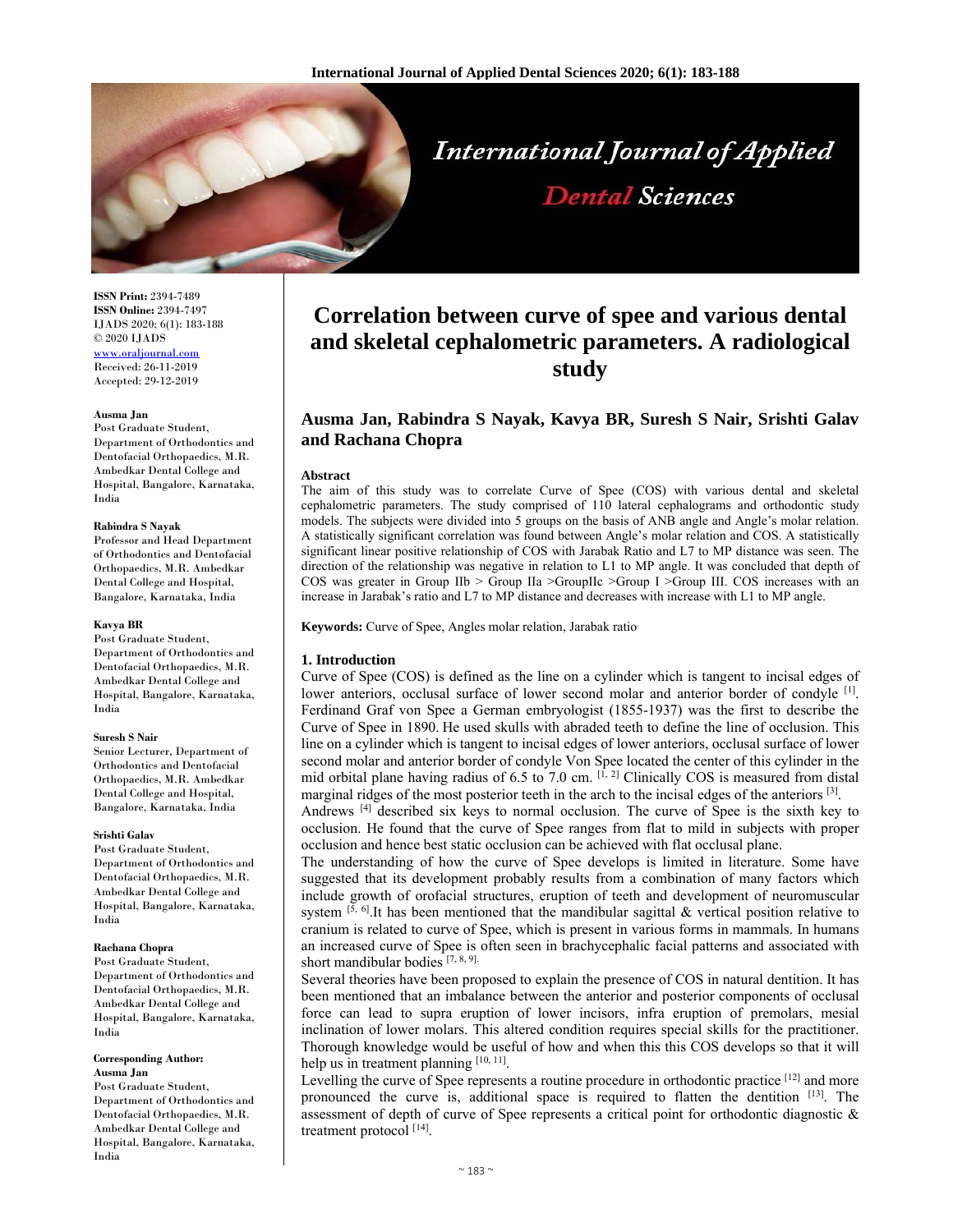# Correlation between curve of spee and various dental and skeletal cephalometric parameters. A radiological study

**Ausma Jan, Rabindra S Nayak, Kavya BR, Suresh S Nair, Srishti Galav and Rachana Chopra**

**ISSN Print:** 2394-7489
**ISSN Online:** 2394-7497
IJADS 2020; 6(1): 183-188
© 2020 IJADS
www.oraljournal.com
Received: 26-11-2019
Accepted: 29-12-2019

**Ausma Jan**
Post Graduate Student, Department of Orthodontics and Dentofacial Orthopaedics, M.R. Ambedkar Dental College and Hospital, Bangalore, Karnataka, India

**Rabindra S Nayak**
Professor and Head Department of Orthodontics and Dentofacial Orthopaedics, M.R. Ambedkar Dental College and Hospital, Bangalore, Karnataka, India

**Kavya BR**
Post Graduate Student, Department of Orthodontics and Dentofacial Orthopaedics, M.R. Ambedkar Dental College and Hospital, Bangalore, Karnataka, India

**Suresh S Nair**
Senior Lecturer, Department of Orthodontics and Dentofacial Orthopaedics, M.R. Ambedkar Dental College and Hospital, Bangalore, Karnataka, India

**Srishti Galav**
Post Graduate Student, Department of Orthodontics and Dentofacial Orthopaedics, M.R. Ambedkar Dental College and Hospital, Bangalore, Karnataka, India

**Rachana Chopra**
Post Graduate Student, Department of Orthodontics and Dentofacial Orthopaedics, M.R. Ambedkar Dental College and Hospital, Bangalore, Karnataka, India

**Corresponding Author:**
**Ausma Jan**
Post Graduate Student, Department of Orthodontics and Dentofacial Orthopaedics, M.R. Ambedkar Dental College and Hospital, Bangalore, Karnataka, India

### Abstract

The aim of this study was to correlate Curve of Spee (COS) with various dental and skeletal cephalometric parameters. The study comprised of 110 lateral cephalograms and orthodontic study models. The subjects were divided into 5 groups on the basis of ANB angle and Angle's molar relation. A statistically significant correlation was found between Angle's molar relation and COS. A statistically significant linear positive relationship of COS with Jarabak Ratio and L7 to MP distance was seen. The direction of the relationship was negative in relation to L1 to MP angle. It was concluded that depth of COS was greater in Group IIb > Group IIa >GroupIIc >Group I >Group III. COS increases with an increase in Jarabak's ratio and L7 to MP distance and decreases with increase with L1 to MP angle.

**Keywords:** Curve of Spee, Angles molar relation, Jarabak ratio.

## 1. Introduction

Curve of Spee (COS) is defined as the line on a cylinder which is tangent to incisal edges of lower anteriors, occlusal surface of lower second molar and anterior border of condyle [1]. Ferdinand Graf von Spee a German embryologist (1855-1937) was the first to describe the Curve of Spee in 1890. He used skulls with abraded teeth to define the line of occlusion. This line on a cylinder which is tangent to incisal edges of lower anteriors, occlusal surface of lower second molar and anterior border of condyle Von Spee located the center of this cylinder in the mid orbital plane having radius of 6.5 to 7.0 cm. [1, 2] Clinically COS is measured from distal marginal ridges of the most posterior teeth in the arch to the incisal edges of the anteriors [3].

Andrews [4] described six keys to normal occlusion. The curve of Spee is the sixth key to occlusion. He found that the curve of Spee ranges from flat to mild in subjects with proper occlusion and hence best static occlusion can be achieved with flat occlusal plane.

The understanding of how the curve of Spee develops is limited in literature. Some have suggested that its development probably results from a combination of many factors which include growth of orofacial structures, eruption of teeth and development of neuromuscular system [5, 6].It has been mentioned that the mandibular sagittal & vertical position relative to cranium is related to curve of Spee, which is present in various forms in mammals. In humans an increased curve of Spee is often seen in brachycephalic facial patterns and associated with short mandibular bodies [7, 8, 9].

Several theories have been proposed to explain the presence of COS in natural dentition. It has been mentioned that an imbalance between the anterior and posterior components of occlusal force can lead to supra eruption of lower incisors, infra eruption of premolars, mesial inclination of lower molars. This altered condition requires special skills for the practitioner. Thorough knowledge would be useful of how and when this this COS develops so that it will help us in treatment planning [10, 11].

Levelling the curve of Spee represents a routine procedure in orthodontic practice [12] and more pronounced the curve is, additional space is required to flatten the dentition [13]. The assessment of depth of curve of Spee represents a critical point for orthodontic diagnostic & treatment protocol [14].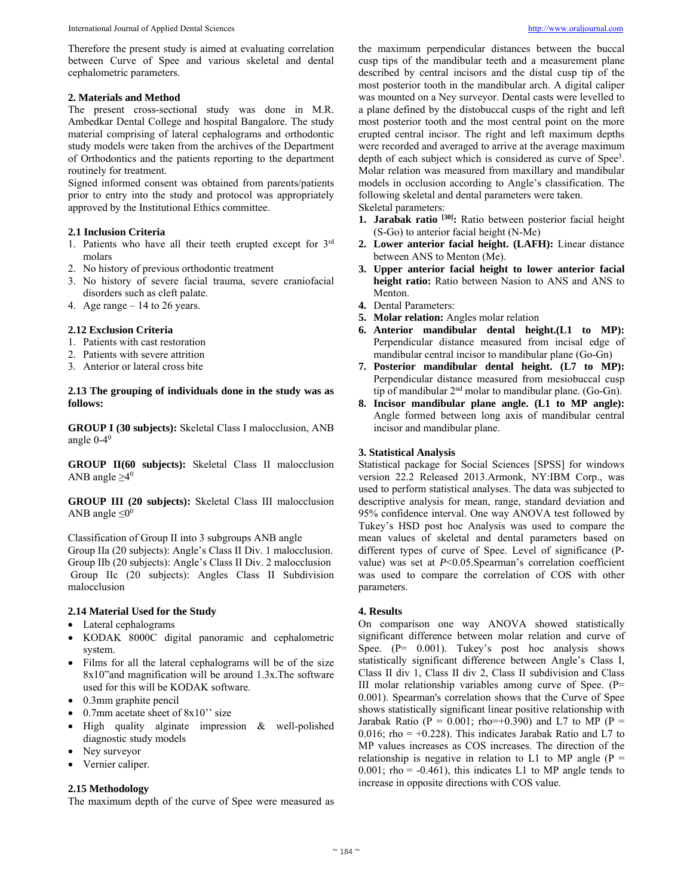Therefore the present study is aimed at evaluating correlation between Curve of Spee and various skeletal and dental cephalometric parameters.

## 2. Materials and Method

The present cross-sectional study was done in M.R. Ambedkar Dental College and hospital Bangalore. The study material comprising of lateral cephalograms and orthodontic study models were taken from the archives of the Department of Orthodontics and the patients reporting to the department routinely for treatment.

Signed informed consent was obtained from parents/patients prior to entry into the study and protocol was appropriately approved by the Institutional Ethics committee.

### 2.1 Inclusion Criteria

1. Patients who have all their teeth erupted except for 3rd molars
2. No history of previous orthodontic treatment
3. No history of severe facial trauma, severe craniofacial disorders such as cleft palate.
4. Age range – 14 to 26 years.

### 2.12 Exclusion Criteria

1. Patients with cast restoration
2. Patients with severe attrition
3. Anterior or lateral cross bite

### 2.13 The grouping of individuals done in the study was as follows:

**GROUP I (30 subjects):** Skeletal Class I malocclusion, ANB angle $0\text{-}4^0$

**GROUP II(60 subjects):** Skeletal Class II malocclusion ANB angle $\geq 4^0$

**GROUP III (20 subjects):** Skeletal Class III malocclusion ANB angle $\leq 0^0$

Classification of Group II into 3 subgroups ANB angle
Group IIa (20 subjects): Angle's Class II Div. 1 malocclusion.
Group IIb (20 subjects): Angle's Class II Div. 2 malocclusion
Group IIc (20 subjects): Angles Class II Subdivision malocclusion

### 2.14 Material Used for the Study

- Lateral cephalograms
- KODAK 8000C digital panoramic and cephalometric system.
- Films for all the lateral cephalograms will be of the size 8x10"and magnification will be around 1.3x.The software used for this will be KODAK software.
- 0.3mm graphite pencil
- 0.7mm acetate sheet of 8x10'' size
- High quality alginate impression & well-polished diagnostic study models
- Ney surveyor
- Vernier caliper.

### 2.15 Methodology

The maximum depth of the curve of Spee were measured as the maximum perpendicular distances between the buccal cusp tips of the mandibular teeth and a measurement plane described by central incisors and the distal cusp tip of the most posterior tooth in the mandibular arch. A digital caliper was mounted on a Ney surveyor. Dental casts were levelled to a plane defined by the distobuccal cusps of the right and left most posterior tooth and the most central point on the more erupted central incisor. The right and left maximum depths were recorded and averaged to arrive at the average maximum depth of each subject which is considered as curve of Spee[3]. Molar relation was measured from maxillary and mandibular models in occlusion according to Angle's classification. The following skeletal and dental parameters were taken.

Skeletal parameters:

1. **Jarabak ratio [30]:** Ratio between posterior facial height (S-Go) to anterior facial height (N-Me)
2. **Lower anterior facial height. (LAFH):** Linear distance between ANS to Menton (Me).
3. **Upper anterior facial height to lower anterior facial height ratio:** Ratio between Nasion to ANS and ANS to Menton.
4. Dental Parameters:
5. **Molar relation:** Angles molar relation
6. **Anterior mandibular dental height.(L1 to MP):** Perpendicular distance measured from incisal edge of mandibular central incisor to mandibular plane (Go-Gn)
7. **Posterior mandibular dental height. (L7 to MP):** Perpendicular distance measured from mesiobuccal cusp tip of mandibular 2nd molar to mandibular plane. (Go-Gn).
8. **Incisor mandibular plane angle. (L1 to MP angle):** Angle formed between long axis of mandibular central incisor and mandibular plane.

## 3. Statistical Analysis

Statistical package for Social Sciences [SPSS] for windows version 22.2 Released 2013.Armonk, NY:IBM Corp., was used to perform statistical analyses. The data was subjected to descriptive analysis for mean, range, standard deviation and 95% confidence interval. One way ANOVA test followed by Tukey's HSD post hoc Analysis was used to compare the mean values of skeletal and dental parameters based on different types of curve of Spee. Level of significance (P-value) was set at $P<0.05$.Spearman's correlation coefficient was used to compare the correlation of COS with other parameters.

## 4. Results

On comparison one way ANOVA showed statistically significant difference between molar relation and curve of Spee. ($P= 0.001$). Tukey's post hoc analysis shows statistically significant difference between Angle's Class I, Class II div 1, Class II div 2, Class II subdivision and Class III molar relationship variables among curve of Spee. ($P= 0.001$). Spearman's correlation shows that the Curve of Spee shows statistically significant linear positive relationship with Jarabak Ratio ($P = 0.001$; $rho=+0.390$) and L7 to MP ($P = 0.016$; $rho = +0.228$). This indicates Jarabak Ratio and L7 to MP values increases as COS increases. The direction of the relationship is negative in relation to L1 to MP angle ($P = 0.001$; $rho = -0.461$), this indicates L1 to MP angle tends to increase in opposite directions with COS value.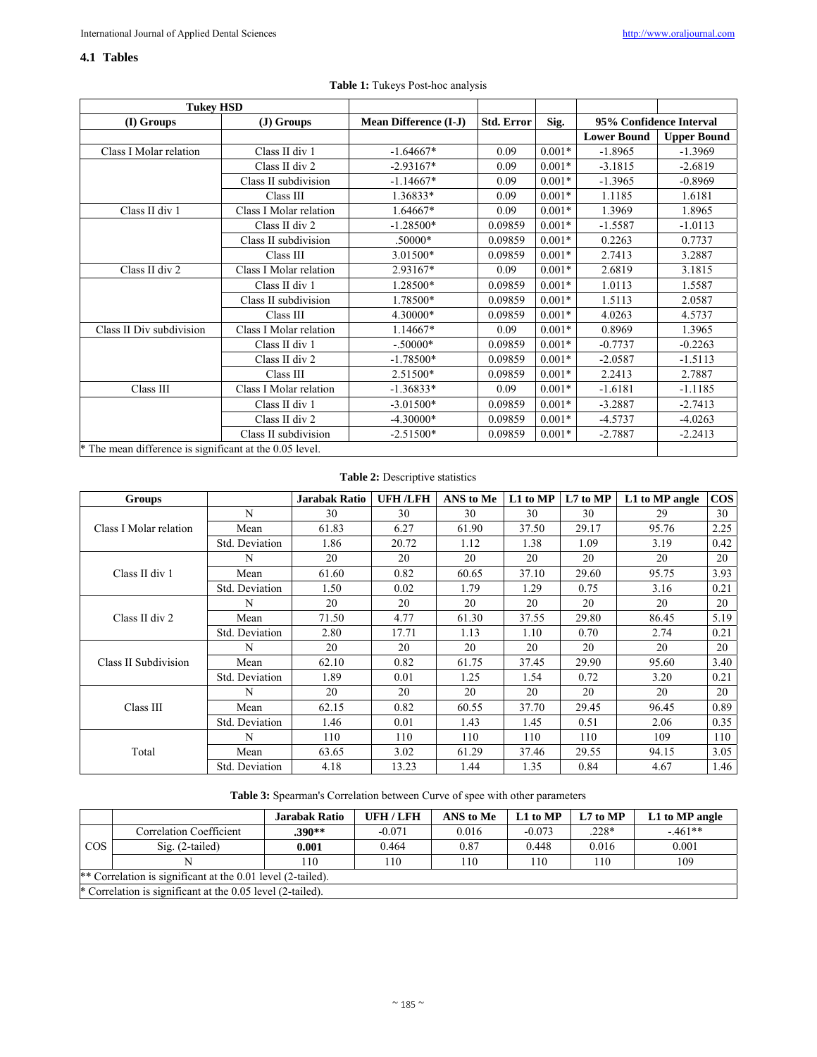### 4.1 Tables

**Table 1:** Tukeys Post-hoc analysis

| Tukey HSD | | | | | | |
|---|---|---|---|---|---|---|
| (I) Groups | (J) Groups | Mean Difference (I-J) | Std. Error | Sig. | 95% Confidence Interval | |
| | | | | | Lower Bound | Upper Bound |
| Class I Molar relation | Class II div 1 | -1.64667* | 0.09 | 0.001* | -1.8965 | -1.3969 |
| | Class II div 2 | -2.93167* | 0.09 | 0.001* | -3.1815 | -2.6819 |
| | Class II subdivision | -1.14667* | 0.09 | 0.001* | -1.3965 | -0.8969 |
| | Class III | 1.36833* | 0.09 | 0.001* | 1.1185 | 1.6181 |
| Class II div 1 | Class I Molar relation | 1.64667* | 0.09 | 0.001* | 1.3969 | 1.8965 |
| | Class II div 2 | -1.28500* | 0.09859 | 0.001* | -1.5587 | -1.0113 |
| | Class II subdivision | .50000* | 0.09859 | 0.001* | 0.2263 | 0.7737 |
| | Class III | 3.01500* | 0.09859 | 0.001* | 2.7413 | 3.2887 |
| Class II div 2 | Class I Molar relation | 2.93167* | 0.09 | 0.001* | 2.6819 | 3.1815 |
| | Class II div 1 | 1.28500* | 0.09859 | 0.001* | 1.0113 | 1.5587 |
| | Class II subdivision | 1.78500* | 0.09859 | 0.001* | 1.5113 | 2.0587 |
| | Class III | 4.30000* | 0.09859 | 0.001* | 4.0263 | 4.5737 |
| Class II Div subdivision | Class I Molar relation | 1.14667* | 0.09 | 0.001* | 0.8969 | 1.3965 |
| | Class II div 1 | -.50000* | 0.09859 | 0.001* | -0.7737 | -0.2263 |
| | Class II div 2 | -1.78500* | 0.09859 | 0.001* | -2.0587 | -1.5113 |
| | Class III | 2.51500* | 0.09859 | 0.001* | 2.2413 | 2.7887 |
| Class III | Class I Molar relation | -1.36833* | 0.09 | 0.001* | -1.6181 | -1.1185 |
| | Class II div 1 | -3.01500* | 0.09859 | 0.001* | -3.2887 | -2.7413 |
| | Class II div 2 | -4.30000* | 0.09859 | 0.001* | -4.5737 | -4.0263 |
| | Class II subdivision | -2.51500* | 0.09859 | 0.001* | -2.7887 | -2.2413 |
| * The mean difference is significant at the 0.05 level. | | | | | | |

**Table 2:** Descriptive statistics

| Groups | | Jarabak Ratio | UFH /LFH | ANS to Me | L1 to MP | L7 to MP | L1 to MP angle | COS |
|---|---|---|---|---|---|---|---|---|
| Class I Molar relation | N | 30 | 30 | 30 | 30 | 30 | 29 | 30 |
| | Mean | 61.83 | 6.27 | 61.90 | 37.50 | 29.17 | 95.76 | 2.25 |
| | Std. Deviation | 1.86 | 20.72 | 1.12 | 1.38 | 1.09 | 3.19 | 0.42 |
| Class II div 1 | N | 20 | 20 | 20 | 20 | 20 | 20 | 20 |
| | Mean | 61.60 | 0.82 | 60.65 | 37.10 | 29.60 | 95.75 | 3.93 |
| | Std. Deviation | 1.50 | 0.02 | 1.79 | 1.29 | 0.75 | 3.16 | 0.21 |
| Class II div 2 | N | 20 | 20 | 20 | 20 | 20 | 20 | 20 |
| | Mean | 71.50 | 4.77 | 61.30 | 37.55 | 29.80 | 86.45 | 5.19 |
| | Std. Deviation | 2.80 | 17.71 | 1.13 | 1.10 | 0.70 | 2.74 | 0.21 |
| Class II Subdivision | N | 20 | 20 | 20 | 20 | 20 | 20 | 20 |
| | Mean | 62.10 | 0.82 | 61.75 | 37.45 | 29.90 | 95.60 | 3.40 |
| | Std. Deviation | 1.89 | 0.01 | 1.25 | 1.54 | 0.72 | 3.20 | 0.21 |
| Class III | N | 20 | 20 | 20 | 20 | 20 | 20 | 20 |
| | Mean | 62.15 | 0.82 | 60.55 | 37.70 | 29.45 | 96.45 | 0.89 |
| | Std. Deviation | 1.46 | 0.01 | 1.43 | 1.45 | 0.51 | 2.06 | 0.35 |
| Total | N | 110 | 110 | 110 | 110 | 110 | 109 | 110 |
| | Mean | 63.65 | 3.02 | 61.29 | 37.46 | 29.55 | 94.15 | 3.05 |
| | Std. Deviation | 4.18 | 13.23 | 1.44 | 1.35 | 0.84 | 4.67 | 1.46 |

**Table 3:** Spearman's Correlation between Curve of spee with other parameters

| | | Jarabak Ratio | UFH / LFH | ANS to Me | L1 to MP | L7 to MP | L1 to MP angle |
|---|---|---|---|---|---|---|---|
| COS | Correlation Coefficient | **.390**** | -0.071 | 0.016 | -0.073 | .228* | -.461** |
| | Sig. (2-tailed) | **0.001** | 0.464 | 0.87 | 0.448 | 0.016 | 0.001 |
| | N | 110 | 110 | 110 | 110 | 110 | 109 |
| ** Correlation is significant at the 0.01 level (2-tailed). | | | | | | | |
| * Correlation is significant at the 0.05 level (2-tailed). | | | | | | | |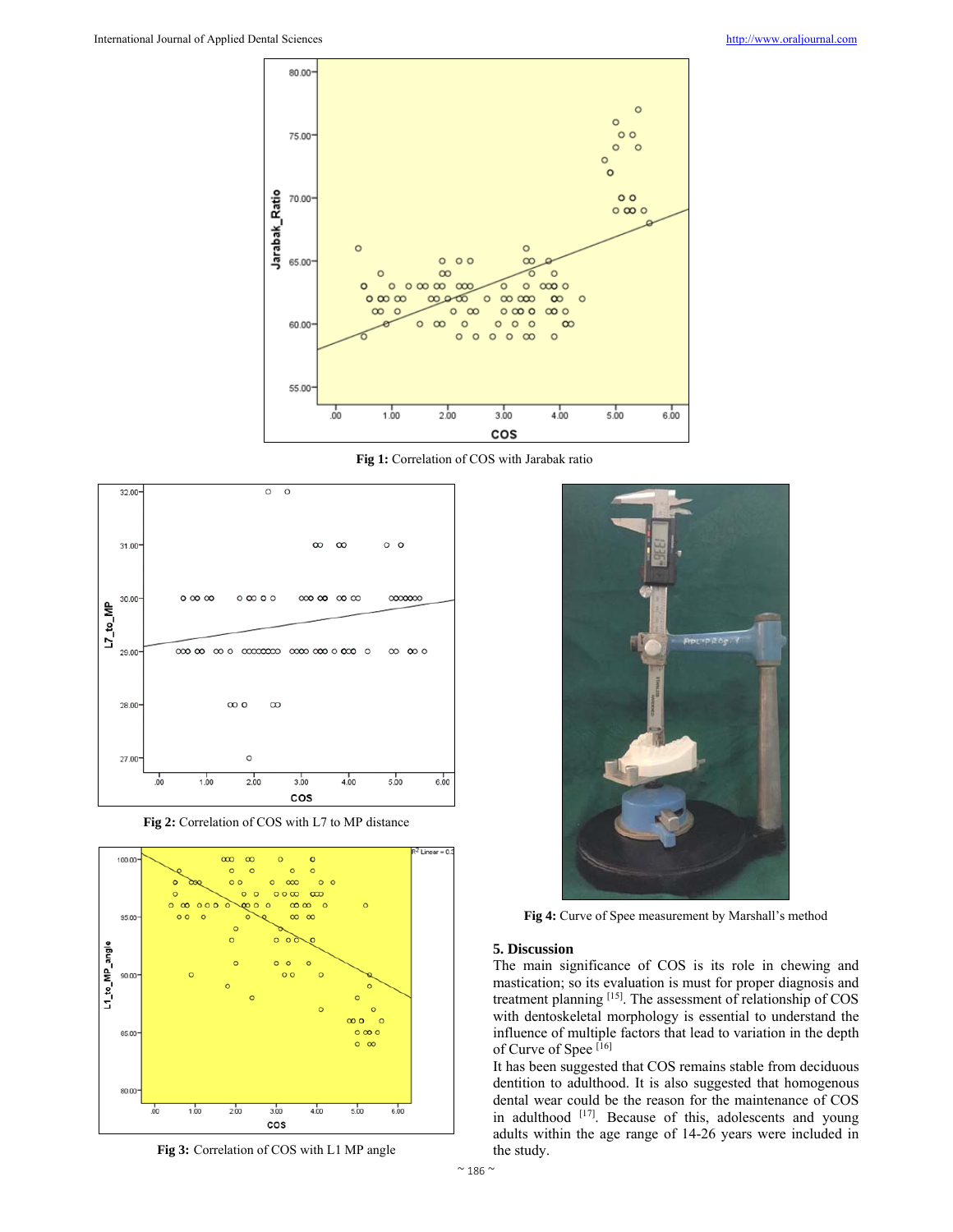Fig 1: Correlation of COS with Jarabak ratio

Fig 2: Correlation of COS with L7 to MP distance

Fig 3: Correlation of COS with L1 MP angle

Fig 4: Curve of Spee measurement by Marshall's method

## 5. Discussion

The main significance of COS is its role in chewing and mastication; so its evaluation is must for proper diagnosis and treatment planning [15]. The assessment of relationship of COS with dentoskeletal morphology is essential to understand the influence of multiple factors that lead to variation in the depth of Curve of Spee [16]

It has been suggested that COS remains stable from deciduous dentition to adulthood. It is also suggested that homogenous dental wear could be the reason for the maintenance of COS in adulthood [17]. Because of this, adolescents and young adults within the age range of 14-26 years were included in the study.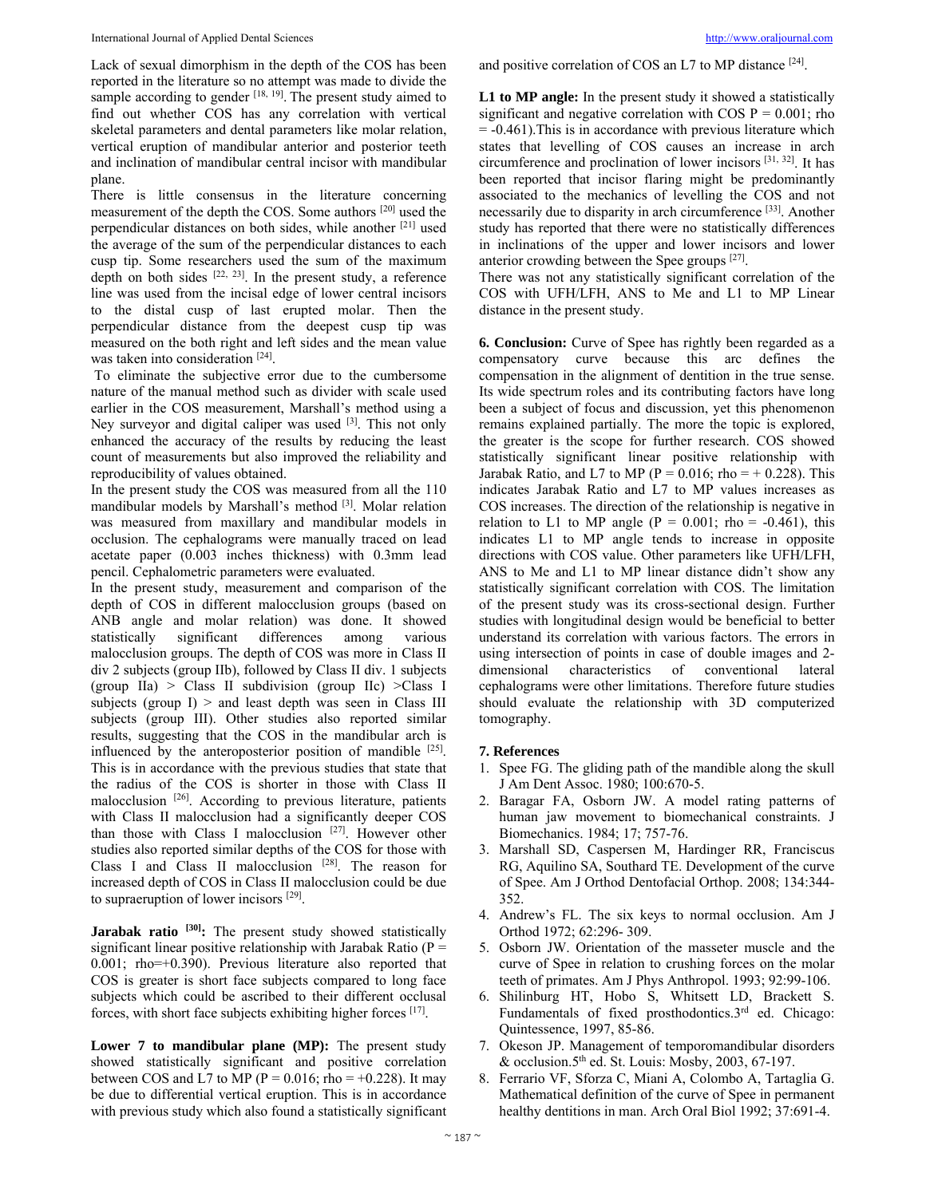Lack of sexual dimorphism in the depth of the COS has been reported in the literature so no attempt was made to divide the sample according to gender [18, 19]. The present study aimed to find out whether COS has any correlation with vertical skeletal parameters and dental parameters like molar relation, vertical eruption of mandibular anterior and posterior teeth and inclination of mandibular central incisor with mandibular plane.

There is little consensus in the literature concerning measurement of the depth the COS. Some authors [20] used the perpendicular distances on both sides, while another [21] used the average of the sum of the perpendicular distances to each cusp tip. Some researchers used the sum of the maximum depth on both sides [22, 23]. In the present study, a reference line was used from the incisal edge of lower central incisors to the distal cusp of last erupted molar. Then the perpendicular distance from the deepest cusp tip was measured on the both right and left sides and the mean value was taken into consideration [24].

To eliminate the subjective error due to the cumbersome nature of the manual method such as divider with scale used earlier in the COS measurement, Marshall's method using a Ney surveyor and digital caliper was used [3]. This not only enhanced the accuracy of the results by reducing the least count of measurements but also improved the reliability and reproducibility of values obtained.

In the present study the COS was measured from all the 110 mandibular models by Marshall's method [3]. Molar relation was measured from maxillary and mandibular models in occlusion. The cephalograms were manually traced on lead acetate paper (0.003 inches thickness) with 0.3mm lead pencil. Cephalometric parameters were evaluated.

In the present study, measurement and comparison of the depth of COS in different malocclusion groups (based on ANB angle and molar relation) was done. It showed statistically significant differences among various malocclusion groups. The depth of COS was more in Class II div 2 subjects (group IIb), followed by Class II div. 1 subjects (group IIa) > Class II subdivision (group IIc) >Class I subjects (group I) > and least depth was seen in Class III subjects (group III). Other studies also reported similar results, suggesting that the COS in the mandibular arch is influenced by the anteroposterior position of mandible [25]. This is in accordance with the previous studies that state that the radius of the COS is shorter in those with Class II malocclusion [26]. According to previous literature, patients with Class II malocclusion had a significantly deeper COS than those with Class I malocclusion [27]. However other studies also reported similar depths of the COS for those with Class I and Class II malocclusion [28]. The reason for increased depth of COS in Class II malocclusion could be due to supraeruption of lower incisors [29].

**Jarabak ratio [30]:** The present study showed statistically significant linear positive relationship with Jarabak Ratio (P = 0.001; rho=+0.390). Previous literature also reported that COS is greater is short face subjects compared to long face subjects which could be ascribed to their different occlusal forces, with short face subjects exhibiting higher forces [17].

**Lower 7 to mandibular plane (MP):** The present study showed statistically significant and positive correlation between COS and L7 to MP (P = 0.016; rho = +0.228). It may be due to differential vertical eruption. This is in accordance with previous study which also found a statistically significant and positive correlation of COS an L7 to MP distance [24].

**L1 to MP angle:** In the present study it showed a statistically significant and negative correlation with COS P = 0.001; rho = -0.461).This is in accordance with previous literature which states that levelling of COS causes an increase in arch circumference and proclination of lower incisors [31, 32]. It has been reported that incisor flaring might be predominantly associated to the mechanics of levelling the COS and not necessarily due to disparity in arch circumference [33]. Another study has reported that there were no statistically differences in inclinations of the upper and lower incisors and lower anterior crowding between the Spee groups [27].

There was not any statistically significant correlation of the COS with UFH/LFH, ANS to Me and L1 to MP Linear distance in the present study.

**6. Conclusion:** Curve of Spee has rightly been regarded as a compensatory curve because this arc defines the compensation in the alignment of dentition in the true sense. Its wide spectrum roles and its contributing factors have long been a subject of focus and discussion, yet this phenomenon remains explained partially. The more the topic is explored, the greater is the scope for further research. COS showed statistically significant linear positive relationship with Jarabak Ratio, and L7 to MP (P = 0.016; rho = + 0.228). This indicates Jarabak Ratio and L7 to MP values increases as COS increases. The direction of the relationship is negative in relation to L1 to MP angle (P = 0.001; rho = -0.461), this indicates L1 to MP angle tends to increase in opposite directions with COS value. Other parameters like UFH/LFH, ANS to Me and L1 to MP linear distance didn't show any statistically significant correlation with COS. The limitation of the present study was its cross-sectional design. Further studies with longitudinal design would be beneficial to better understand its correlation with various factors. The errors in using intersection of points in case of double images and 2-dimensional characteristics of conventional lateral cephalograms were other limitations. Therefore future studies should evaluate the relationship with 3D computerized tomography.

**7. References**

1. Spee FG. The gliding path of the mandible along the skull J Am Dent Assoc. 1980; 100:670-5.
2. Baragar FA, Osborn JW. A model rating patterns of human jaw movement to biomechanical constraints. J Biomechanics. 1984; 17; 757-76.
3. Marshall SD, Caspersen M, Hardinger RR, Franciscus RG, Aquilino SA, Southard TE. Development of the curve of Spee. Am J Orthod Dentofacial Orthop. 2008; 134:344-352.
4. Andrew's FL. The six keys to normal occlusion. Am J Orthod 1972; 62:296- 309.
5. Osborn JW. Orientation of the masseter muscle and the curve of Spee in relation to crushing forces on the molar teeth of primates. Am J Phys Anthropol. 1993; 92:99-106.
6. Shilinburg HT, Hobo S, Whitsett LD, Brackett S. Fundamentals of fixed prosthodontics.3rd ed. Chicago: Quintessence, 1997, 85-86.
7. Okeson JP. Management of temporomandibular disorders & occlusion.5th ed. St. Louis: Mosby, 2003, 67-197.
8. Ferrario VF, Sforza C, Miani A, Colombo A, Tartaglia G. Mathematical definition of the curve of Spee in permanent healthy dentitions in man. Arch Oral Biol 1992; 37:691-4.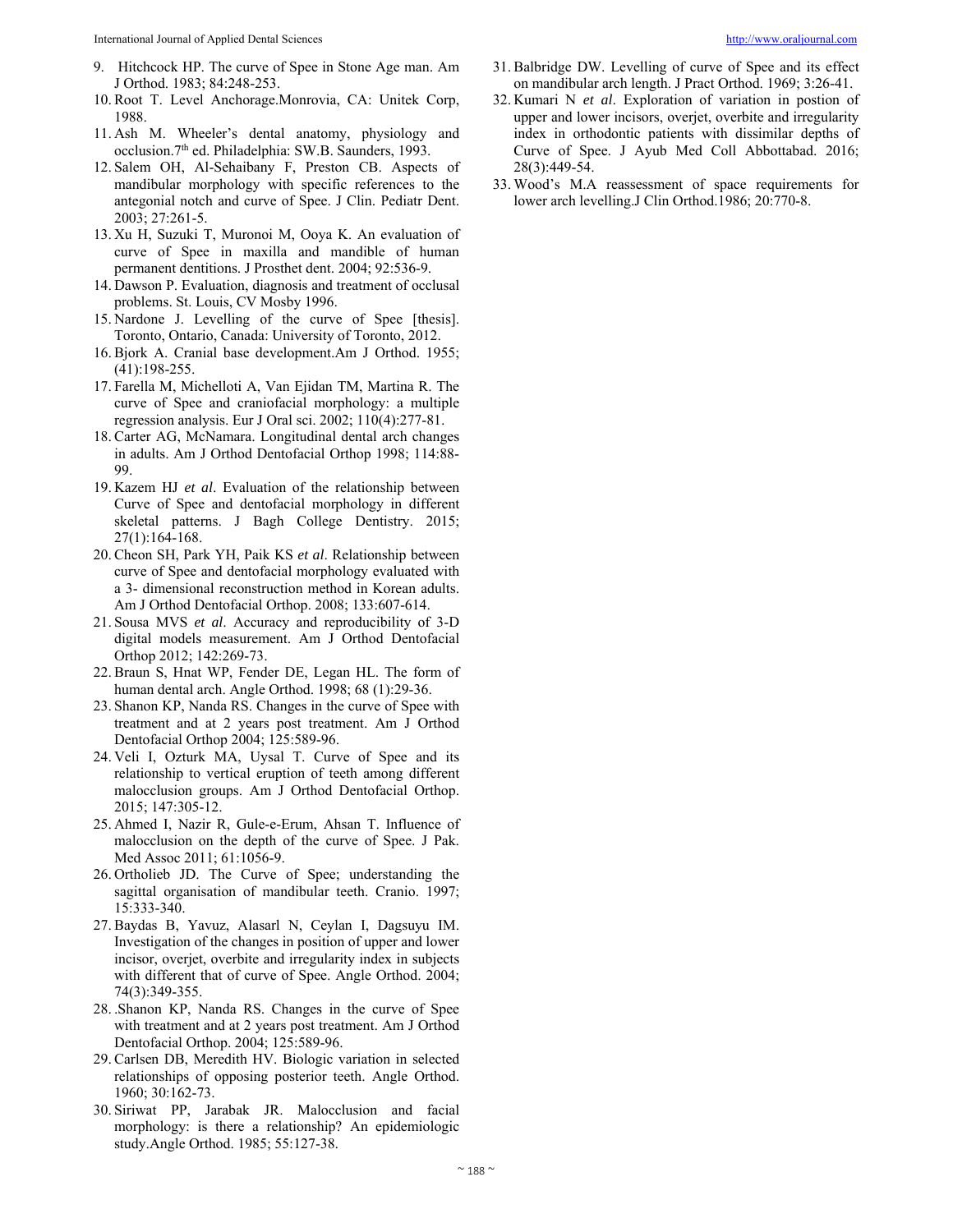9. Hitchcock HP. The curve of Spee in Stone Age man. Am J Orthod. 1983; 84:248-253.
10. Root T. Level Anchorage.Monrovia, CA: Unitek Corp, 1988.
11. Ash M. Wheeler's dental anatomy, physiology and occlusion.7th ed. Philadelphia: SW.B. Saunders, 1993.
12. Salem OH, Al-Sehaibany F, Preston CB. Aspects of mandibular morphology with specific references to the antegonial notch and curve of Spee. J Clin. Pediatr Dent. 2003; 27:261-5.
13. Xu H, Suzuki T, Muronoi M, Ooya K. An evaluation of curve of Spee in maxilla and mandible of human permanent dentitions. J Prosthet dent. 2004; 92:536-9.
14. Dawson P. Evaluation, diagnosis and treatment of occlusal problems. St. Louis, CV Mosby 1996.
15. Nardone J. Levelling of the curve of Spee [thesis]. Toronto, Ontario, Canada: University of Toronto, 2012.
16. Bjork A. Cranial base development.Am J Orthod. 1955; (41):198-255.
17. Farella M, Michelloti A, Van Ejidan TM, Martina R. The curve of Spee and craniofacial morphology: a multiple regression analysis. Eur J Oral sci. 2002; 110(4):277-81.
18. Carter AG, McNamara. Longitudinal dental arch changes in adults. Am J Orthod Dentofacial Orthop 1998; 114:88-99.
19. Kazem HJ *et al*. Evaluation of the relationship between Curve of Spee and dentofacial morphology in different skeletal patterns. J Bagh College Dentistry. 2015; 27(1):164-168.
20. Cheon SH, Park YH, Paik KS *et al*. Relationship between curve of Spee and dentofacial morphology evaluated with a 3- dimensional reconstruction method in Korean adults. Am J Orthod Dentofacial Orthop. 2008; 133:607-614.
21. Sousa MVS *et al*. Accuracy and reproducibility of 3-D digital models measurement. Am J Orthod Dentofacial Orthop 2012; 142:269-73.
22. Braun S, Hnat WP, Fender DE, Legan HL. The form of human dental arch. Angle Orthod. 1998; 68 (1):29-36.
23. Shanon KP, Nanda RS. Changes in the curve of Spee with treatment and at 2 years post treatment. Am J Orthod Dentofacial Orthop 2004; 125:589-96.
24. Veli I, Ozturk MA, Uysal T. Curve of Spee and its relationship to vertical eruption of teeth among different malocclusion groups. Am J Orthod Dentofacial Orthop. 2015; 147:305-12.
25. Ahmed I, Nazir R, Gule-e-Erum, Ahsan T. Influence of malocclusion on the depth of the curve of Spee. J Pak. Med Assoc 2011; 61:1056-9.
26. Ortholieb JD. The Curve of Spee; understanding the sagittal organisation of mandibular teeth. Cranio. 1997; 15:333-340.
27. Baydas B, Yavuz, Alasarl N, Ceylan I, Dagsuyu IM. Investigation of the changes in position of upper and lower incisor, overjet, overbite and irregularity index in subjects with different that of curve of Spee. Angle Orthod. 2004; 74(3):349-355.
28. .Shanon KP, Nanda RS. Changes in the curve of Spee with treatment and at 2 years post treatment. Am J Orthod Dentofacial Orthop. 2004; 125:589-96.
29. Carlsen DB, Meredith HV. Biologic variation in selected relationships of opposing posterior teeth. Angle Orthod. 1960; 30:162-73.
30. Siriwat PP, Jarabak JR. Malocclusion and facial morphology: is there a relationship? An epidemiologic study.Angle Orthod. 1985; 55:127-38.
31. Balbridge DW. Levelling of curve of Spee and its effect on mandibular arch length. J Pract Orthod. 1969; 3:26-41.
32. Kumari N *et al*. Exploration of variation in postion of upper and lower incisors, overjet, overbite and irregularity index in orthodontic patients with dissimilar depths of Curve of Spee. J Ayub Med Coll Abbottabad. 2016; 28(3):449-54.
33. Wood's M.A reassessment of space requirements for lower arch levelling.J Clin Orthod.1986; 20:770-8.